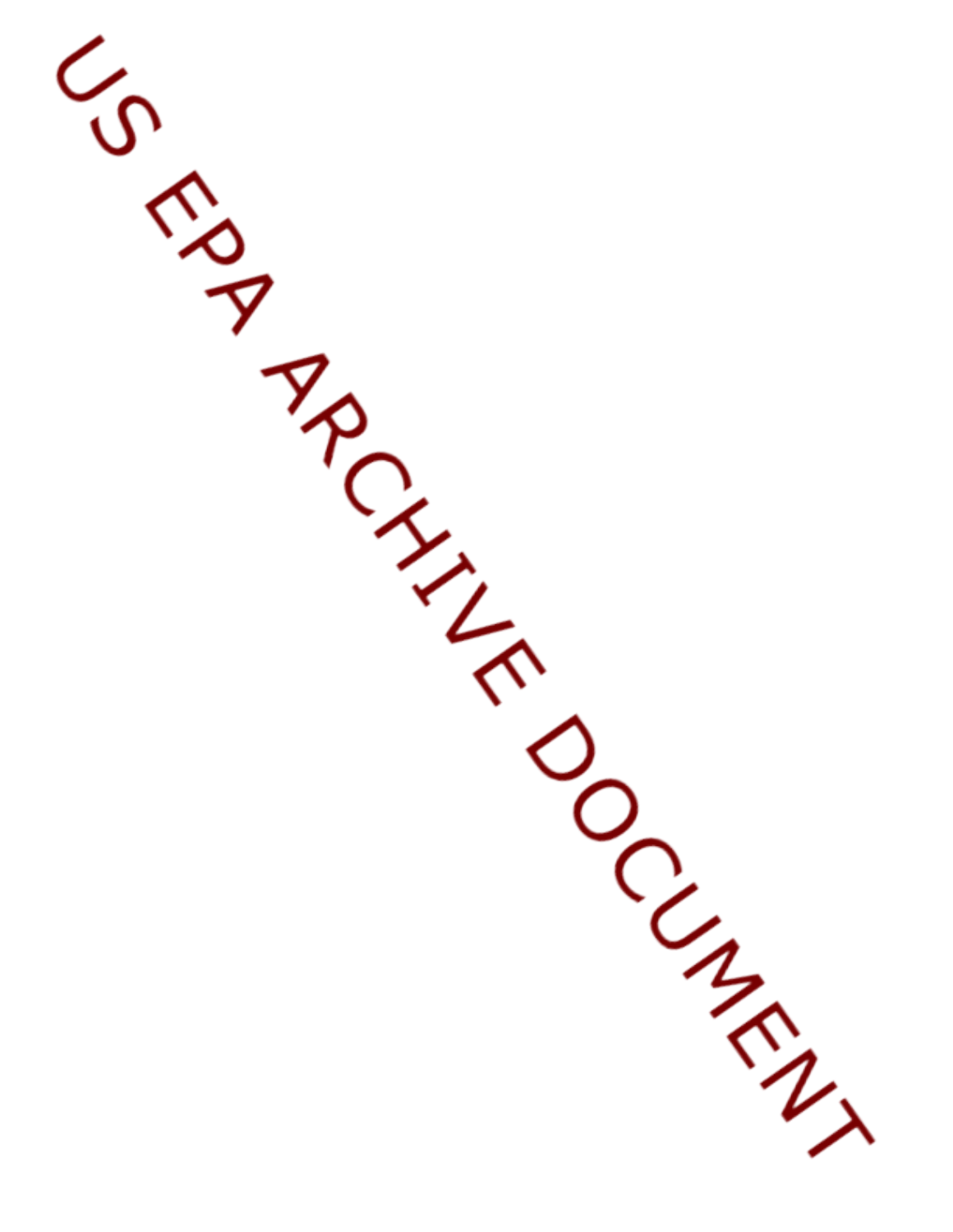US EPA ARCHIVE DOCUMENT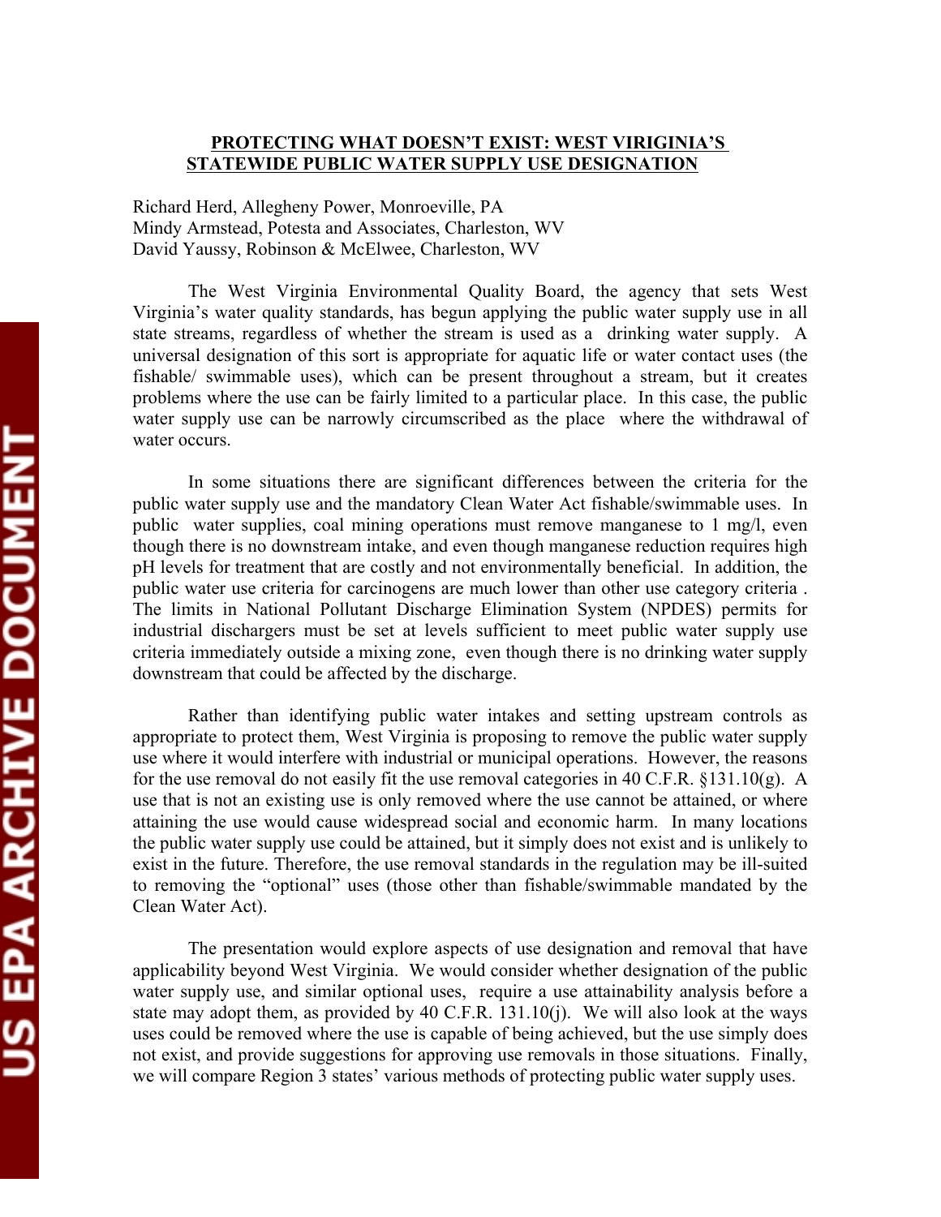# PROTECTING WHAT DOESN'T EXIST: WEST VIRIGINIA'S STATEWIDE PUBLIC WATER SUPPLY USE DESIGNATION

Richard Herd, Allegheny Power, Monroeville, PA
Mindy Armstead, Potesta and Associates, Charleston, WV
David Yaussy, Robinson & McElwee, Charleston, WV

The West Virginia Environmental Quality Board, the agency that sets West Virginia's water quality standards, has begun applying the public water supply use in all state streams, regardless of whether the stream is used as a drinking water supply. A universal designation of this sort is appropriate for aquatic life or water contact uses (the fishable/ swimmable uses), which can be present throughout a stream, but it creates problems where the use can be fairly limited to a particular place. In this case, the public water supply use can be narrowly circumscribed as the place where the withdrawal of water occurs.

In some situations there are significant differences between the criteria for the public water supply use and the mandatory Clean Water Act fishable/swimmable uses. In public water supplies, coal mining operations must remove manganese to 1 mg/l, even though there is no downstream intake, and even though manganese reduction requires high pH levels for treatment that are costly and not environmentally beneficial. In addition, the public water use criteria for carcinogens are much lower than other use category criteria . The limits in National Pollutant Discharge Elimination System (NPDES) permits for industrial dischargers must be set at levels sufficient to meet public water supply use criteria immediately outside a mixing zone, even though there is no drinking water supply downstream that could be affected by the discharge.

Rather than identifying public water intakes and setting upstream controls as appropriate to protect them, West Virginia is proposing to remove the public water supply use where it would interfere with industrial or municipal operations. However, the reasons for the use removal do not easily fit the use removal categories in 40 C.F.R. §131.10(g). A use that is not an existing use is only removed where the use cannot be attained, or where attaining the use would cause widespread social and economic harm. In many locations the public water supply use could be attained, but it simply does not exist and is unlikely to exist in the future. Therefore, the use removal standards in the regulation may be ill-suited to removing the "optional" uses (those other than fishable/swimmable mandated by the Clean Water Act).

The presentation would explore aspects of use designation and removal that have applicability beyond West Virginia. We would consider whether designation of the public water supply use, and similar optional uses, require a use attainability analysis before a state may adopt them, as provided by 40 C.F.R. 131.10(j). We will also look at the ways uses could be removed where the use is capable of being achieved, but the use simply does not exist, and provide suggestions for approving use removals in those situations. Finally, we will compare Region 3 states' various methods of protecting public water supply uses.